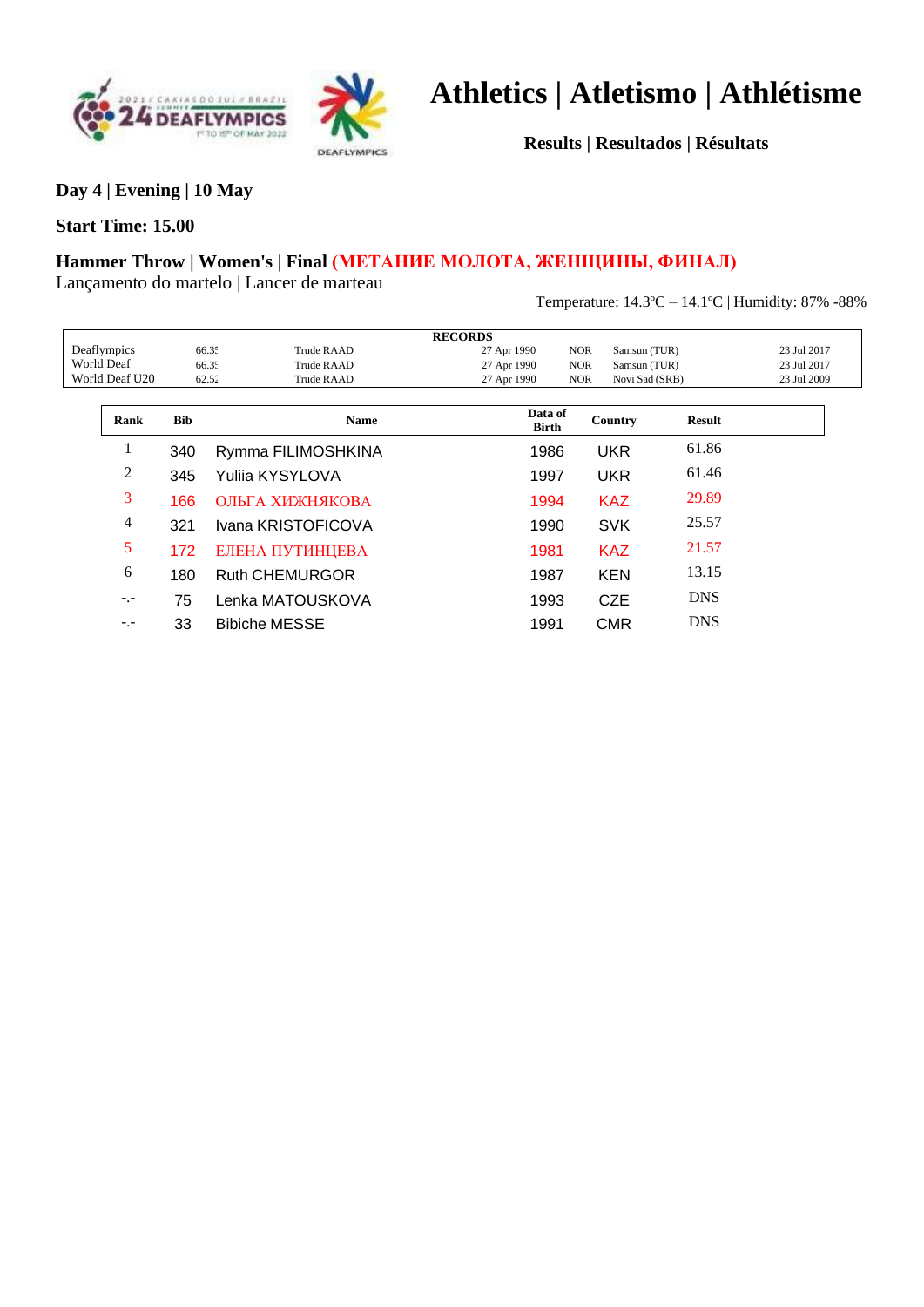# Athletics | Atletismo | Athlétisme

**Results | Resultados | Résultats**

**Day 4 | Evening | 10 May**

**Start Time: 15.00**

**Hammer Throw | Women's | Final (МЕТАНИЕ МОЛОТА, ЖЕНЩИНЫ, ФИНАЛ)**
Lançamento do martelo | Lancer de marteau

Temperature: 14.3ºC – 14.1ºC | Humidity: 87% -88%

| RECORDS | | | | | | |
|---|---|---|---|---|---|---|
| Deaflympics | 66.35 | Trude RAAD | 27 Apr 1990 | NOR | Samsun (TUR) | 23 Jul 2017 |
| World Deaf | 66.35 | Trude RAAD | 27 Apr 1990 | NOR | Samsun (TUR) | 23 Jul 2017 |
| World Deaf U20 | 62.52 | Trude RAAD | 27 Apr 1990 | NOR | Novi Sad (SRB) | 23 Jul 2009 |

| Rank | Bib | Name | Data of Birth | Country | Result |
|---|---|---|---|---|---|
| 1 | 340 | Rymma FILIMOSHKINA | 1986 | UKR | 61.86 |
| 2 | 345 | Yuliia KYSYLOVA | 1997 | UKR | 61.46 |
| 3 | 166 | ОЛЬГА ХИЖНЯКОВА | 1994 | KAZ | 29.89 |
| 4 | 321 | Ivana KRISTOFICOVA | 1990 | SVK | 25.57 |
| 5 | 172 | ЕЛЕНА ПУТИНЦЕВА | 1981 | KAZ | 21.57 |
| 6 | 180 | Ruth CHEMURGOR | 1987 | KEN | 13.15 |
| -.- | 75 | Lenka MATOUSKOVA | 1993 | CZE | DNS |
| -.- | 33 | Bibiche MESSE | 1991 | CMR | DNS |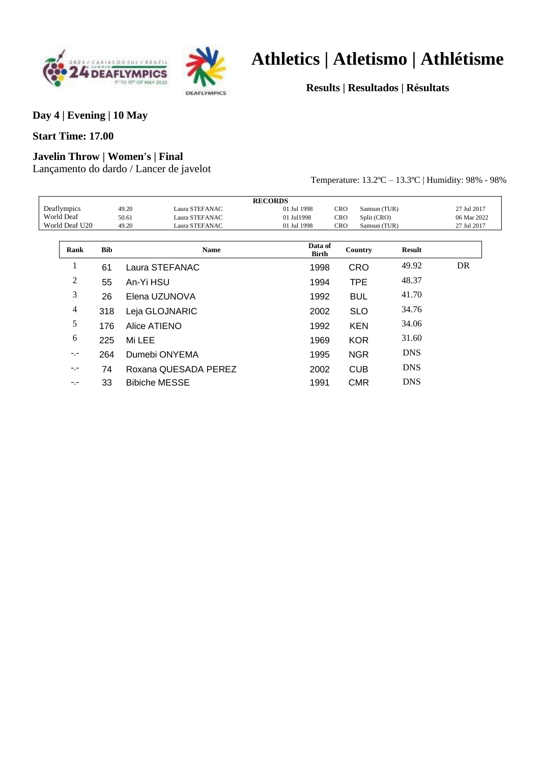# Athletics | Atletismo | Athlétisme

**Results | Resultados | Résultats**

**Day 4 | Evening | 10 May**

**Start Time: 17.00**

**Javelin Throw | Women's | Final**

Lançamento do dardo / Lancer de javelot

Temperature: 13.2ºC – 13.3ºC | Humidity: 98% - 98%

| RECORDS | | | | | | |
|---|---|---|---|---|---|---|
| Deaflympics | 49.20 | Laura STEFANAC | 01 Jul 1998 | CRO | Samsun (TUR) | 27 Jul 2017 |
| World Deaf | 50.61 | Laura STEFANAC | 01 Jul1998 | CRO | Split (CRO) | 06 Mar 2022 |
| World Deaf U20 | 49.20 | Laura STEFANAC | 01 Jul 1998 | CRO | Samsun (TUR) | 27 Jul 2017 |

| Rank | Bib | Name | Data of Birth | Country | Result | |
|---|---|---|---|---|---|---|
| 1 | 61 | Laura STEFANAC | 1998 | CRO | 49.92 | DR |
| 2 | 55 | An-Yi HSU | 1994 | TPE | 48.37 | |
| 3 | 26 | Elena UZUNOVA | 1992 | BUL | 41.70 | |
| 4 | 318 | Leja GLOJNARIC | 2002 | SLO | 34.76 | |
| 5 | 176 | Alice ATIENO | 1992 | KEN | 34.06 | |
| 6 | 225 | Mi LEE | 1969 | KOR | 31.60 | |
| -.- | 264 | Dumebi ONYEMA | 1995 | NGR | DNS | |
| -.- | 74 | Roxana QUESADA PEREZ | 2002 | CUB | DNS | |
| -.- | 33 | Bibiche MESSE | 1991 | CMR | DNS | |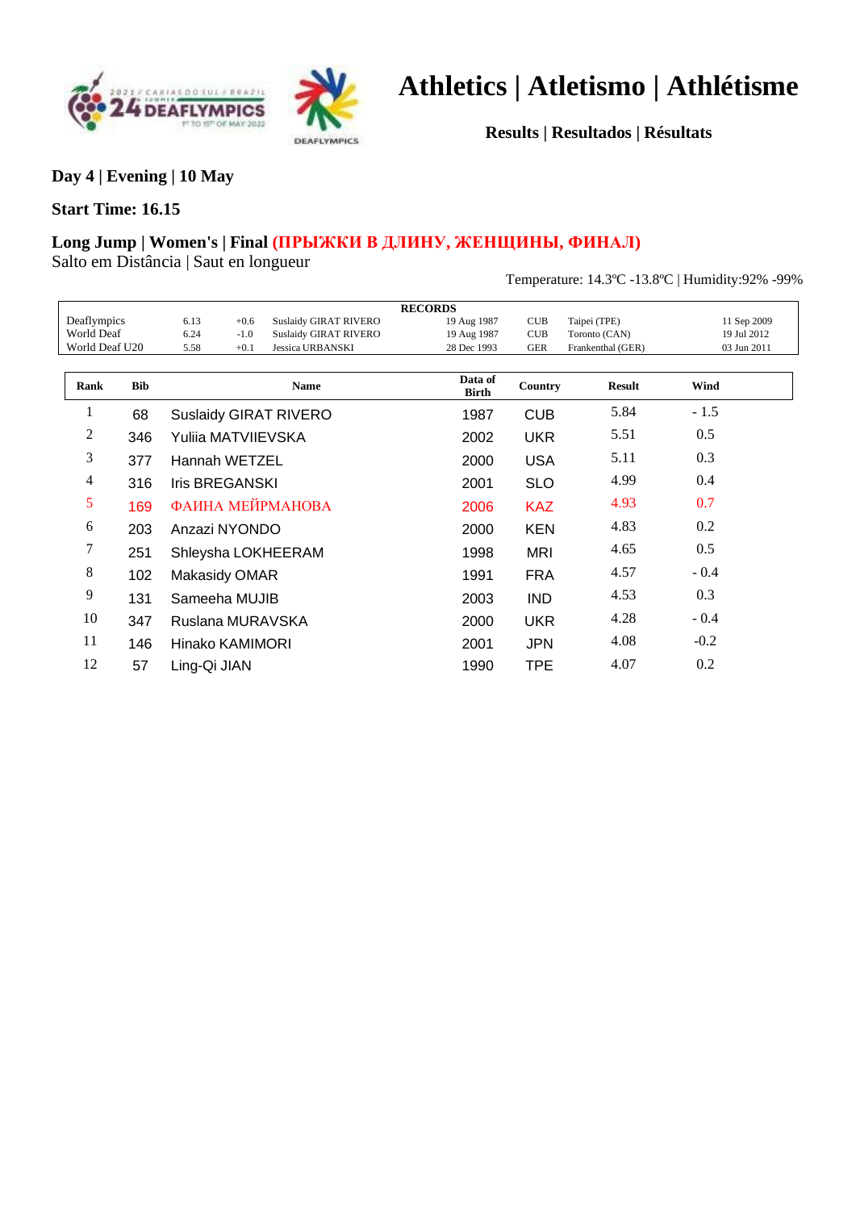# Athletics | Atletismo | Athlétisme

**Results | Resultados | Résultats**

**Day 4 | Evening | 10 May**

**Start Time: 16.15**

**Long Jump | Women's | Final (ПРЫЖКИ В ДЛИНУ, ЖЕНЩИНЫ, ФИНАЛ)**
Salto em Distância | Saut en longueur

Temperature: 14.3ºC -13.8ºC | Humidity:92% -99%

| RECORDS | | | | | | | |
|---|---|---|---|---|---|---|---|
| Deaflympics | 6.13 | +0.6 | Suslaidy GIRAT RIVERO | 19 Aug 1987 | CUB | Taipei (TPE) | 11 Sep 2009 |
| World Deaf | 6.24 | -1.0 | Suslaidy GIRAT RIVERO | 19 Aug 1987 | CUB | Toronto (CAN) | 19 Jul 2012 |
| World Deaf U20 | 5.58 | +0.1 | Jessica URBANSKI | 28 Dec 1993 | GER | Frankenthal (GER) | 03 Jun 2011 |

| Rank | Bib | Name | Data of Birth | Country | Result | Wind |
|---|---|---|---|---|---|---|
| 1 | 68 | Suslaidy GIRAT RIVERO | 1987 | CUB | 5.84 | - 1.5 |
| 2 | 346 | Yuliia MATVIIEVSKA | 2002 | UKR | 5.51 | 0.5 |
| 3 | 377 | Hannah WETZEL | 2000 | USA | 5.11 | 0.3 |
| 4 | 316 | Iris BREGANSKI | 2001 | SLO | 4.99 | 0.4 |
| 5 | 169 | ФАИНА МЕЙРМАНОВА | 2006 | KAZ | 4.93 | 0.7 |
| 6 | 203 | Anzazi NYONDO | 2000 | KEN | 4.83 | 0.2 |
| 7 | 251 | Shleysha LOKHEERAM | 1998 | MRI | 4.65 | 0.5 |
| 8 | 102 | Makasidy OMAR | 1991 | FRA | 4.57 | - 0.4 |
| 9 | 131 | Sameeha MUJIB | 2003 | IND | 4.53 | 0.3 |
| 10 | 347 | Ruslana MURAVSKA | 2000 | UKR | 4.28 | - 0.4 |
| 11 | 146 | Hinako KAMIMORI | 2001 | JPN | 4.08 | -0.2 |
| 12 | 57 | Ling-Qi JIAN | 1990 | TPE | 4.07 | 0.2 |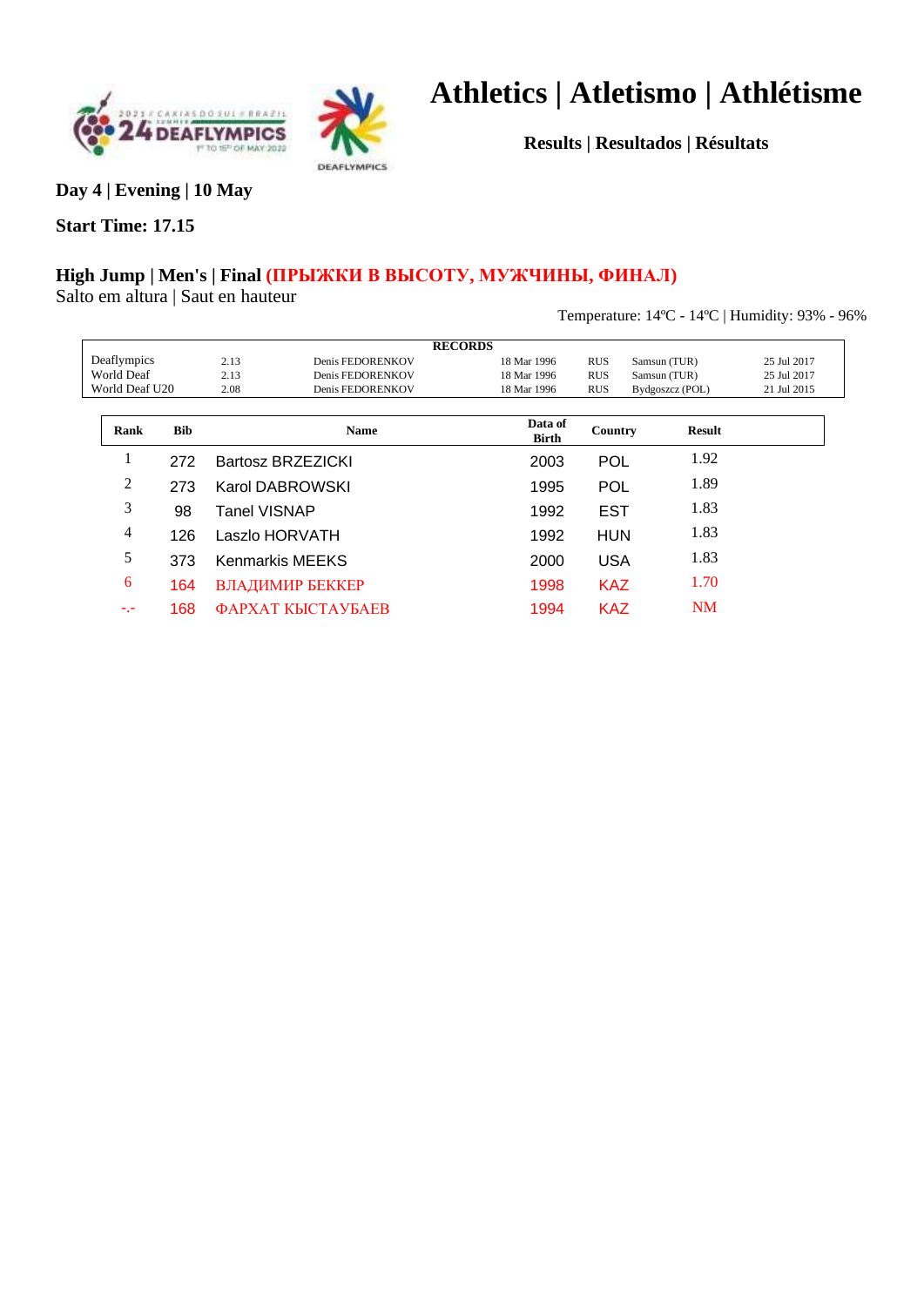# Athletics | Atletismo | Athlétisme

**Results | Resultados | Résultats**

**Day 4 | Evening | 10 May**

**Start Time: 17.15**

## High Jump | Men's | Final (ПРЫЖКИ В ВЫСОТУ, МУЖЧИНЫ, ФИНАЛ)

Salto em altura | Saut en hauteur

Temperature: 14ºC - 14ºC | Humidity: 93% - 96%

| RECORDS | | | | | | |
|---|---|---|---|---|---|---|
| Deaflympics | 2.13 | Denis FEDORENKOV | 18 Mar 1996 | RUS | Samsun (TUR) | 25 Jul 2017 |
| World Deaf | 2.13 | Denis FEDORENKOV | 18 Mar 1996 | RUS | Samsun (TUR) | 25 Jul 2017 |
| World Deaf U20 | 2.08 | Denis FEDORENKOV | 18 Mar 1996 | RUS | Bydgoszcz (POL) | 21 Jul 2015 |

| Rank | Bib | Name | Data of Birth | Country | Result |
|---|---|---|---|---|---|
| 1 | 272 | Bartosz BRZEZICKI | 2003 | POL | 1.92 |
| 2 | 273 | Karol DABROWSKI | 1995 | POL | 1.89 |
| 3 | 98 | Tanel VISNAP | 1992 | EST | 1.83 |
| 4 | 126 | Laszlo HORVATH | 1992 | HUN | 1.83 |
| 5 | 373 | Kenmarkis MEEKS | 2000 | USA | 1.83 |
| 6 | 164 | ВЛАДИМИР БЕККЕР | 1998 | KAZ | 1.70 |
| -.- | 168 | ФАРХАТ КЫСТАУБАЕВ | 1994 | KAZ | NM |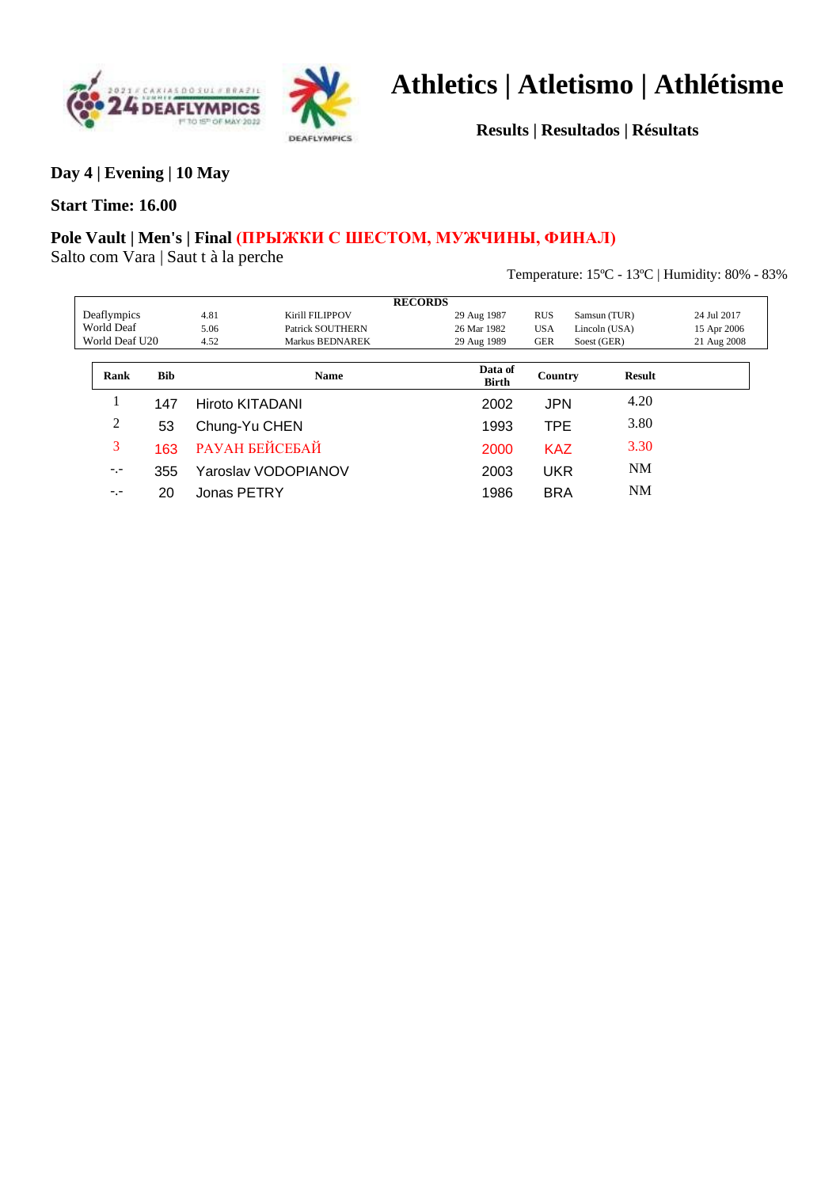# Athletics | Atletismo | Athlétisme

**Results | Resultados | Résultats**

**Day 4 | Evening | 10 May**

**Start Time: 16.00**

**Pole Vault | Men's | Final (ПРЫЖКИ С ШЕСТОМ, МУЖЧИНЫ, ФИНАЛ)**
Salto com Vara | Saut t à la perche

Temperature: 15ºC - 13ºC | Humidity: 80% - 83%

| RECORDS | | | | | | |
|---|---|---|---|---|---|---|
| Deaflympics | 4.81 | Kirill FILIPPOV | 29 Aug 1987 | RUS | Samsun (TUR) | 24 Jul 2017 |
| World Deaf | 5.06 | Patrick SOUTHERN | 26 Mar 1982 | USA | Lincoln (USA) | 15 Apr 2006 |
| World Deaf U20 | 4.52 | Markus BEDNAREK | 29 Aug 1989 | GER | Soest (GER) | 21 Aug 2008 |

| Rank | Bib | Name | Data of Birth | Country | Result |
|---|---|---|---|---|---|
| 1 | 147 | Hiroto KITADANI | 2002 | JPN | 4.20 |
| 2 | 53 | Chung-Yu CHEN | 1993 | TPE | 3.80 |
| 3 | 163 | РАУАН БЕЙСЕБАЙ | 2000 | KAZ | 3.30 |
| -.- | 355 | Yaroslav VODOPIANOV | 2003 | UKR | NM |
| -.- | 20 | Jonas PETRY | 1986 | BRA | NM |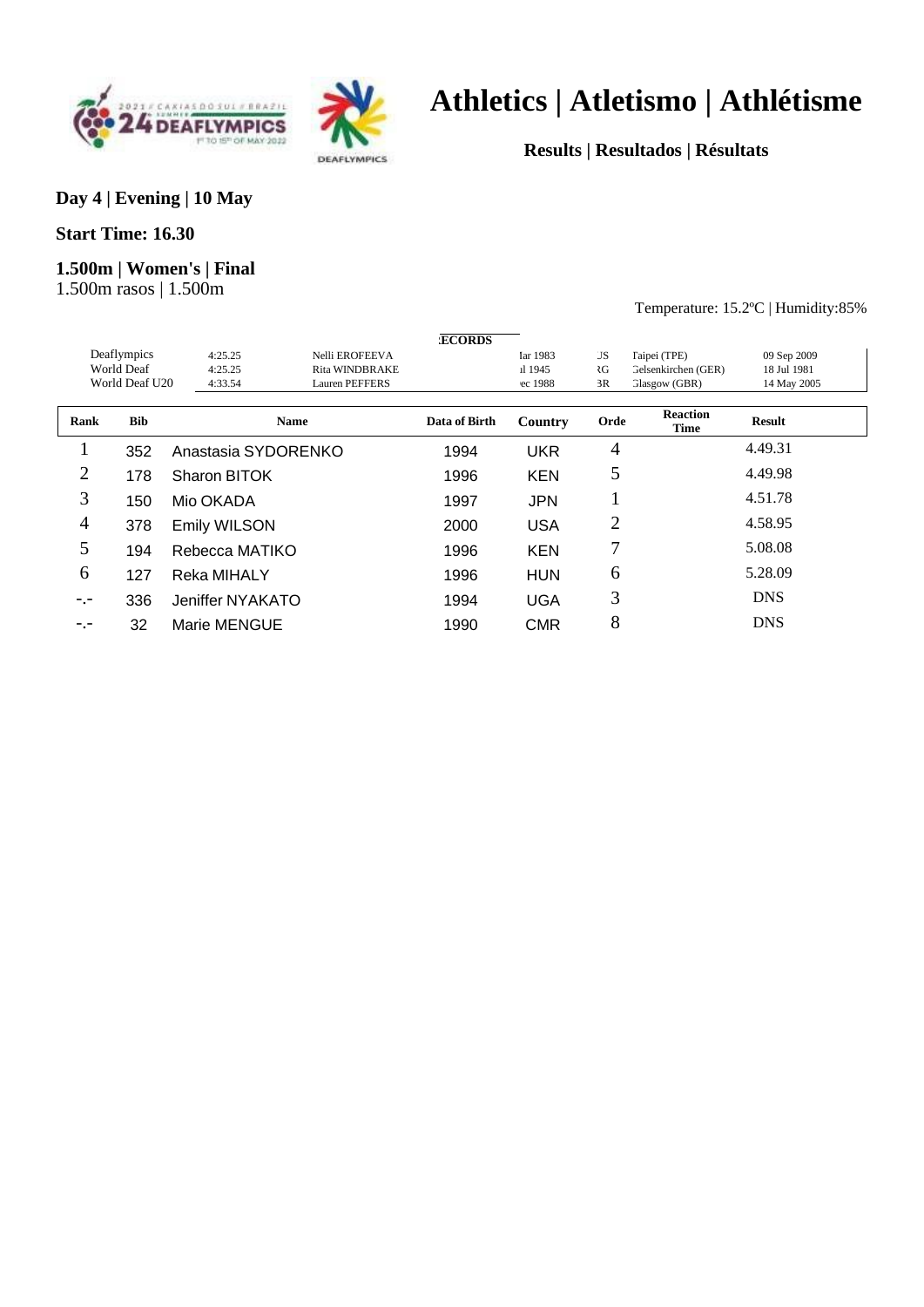# Athletics | Atletismo | Athlétisme

**Results | Resultados | Résultats**

**Day 4 | Evening | 10 May**

**Start Time: 16.30**

**1.500m | Women's | Final**

1.500m rasos | 1.500m

Temperature: 15.2ºC | Humidity:85%

| :ECORDS | | | | | | |
|---|---|---|---|---|---|---|
| Deaflympics | 4:25.25 | Nelli EROFEEVA | Iar 1983 | JS | Taipei (TPE) | 09 Sep 2009 |
| World Deaf | 4:25.25 | Rita WINDBRAKE | ıl 1945 | ≀G | Gelsenkirchen (GER) | 18 Jul 1981 |
| World Deaf U20 | 4:33.54 | Lauren PEFFERS | ec 1988 | 3R | Glasgow (GBR) | 14 May 2005 |

| Rank | Bib | Name | Data of Birth | Country | Orde | Reaction Time | Result |
|---|---|---|---|---|---|---|---|
| 1 | 352 | Anastasia SYDORENKO | 1994 | UKR | 4 | | 4.49.31 |
| 2 | 178 | Sharon BITOK | 1996 | KEN | 5 | | 4.49.98 |
| 3 | 150 | Mio OKADA | 1997 | JPN | 1 | | 4.51.78 |
| 4 | 378 | Emily WILSON | 2000 | USA | 2 | | 4.58.95 |
| 5 | 194 | Rebecca MATIKO | 1996 | KEN | 7 | | 5.08.08 |
| 6 | 127 | Reka MIHALY | 1996 | HUN | 6 | | 5.28.09 |
| -.- | 336 | Jeniffer NYAKATO | 1994 | UGA | 3 | | DNS |
| -.- | 32 | Marie MENGUE | 1990 | CMR | 8 | | DNS |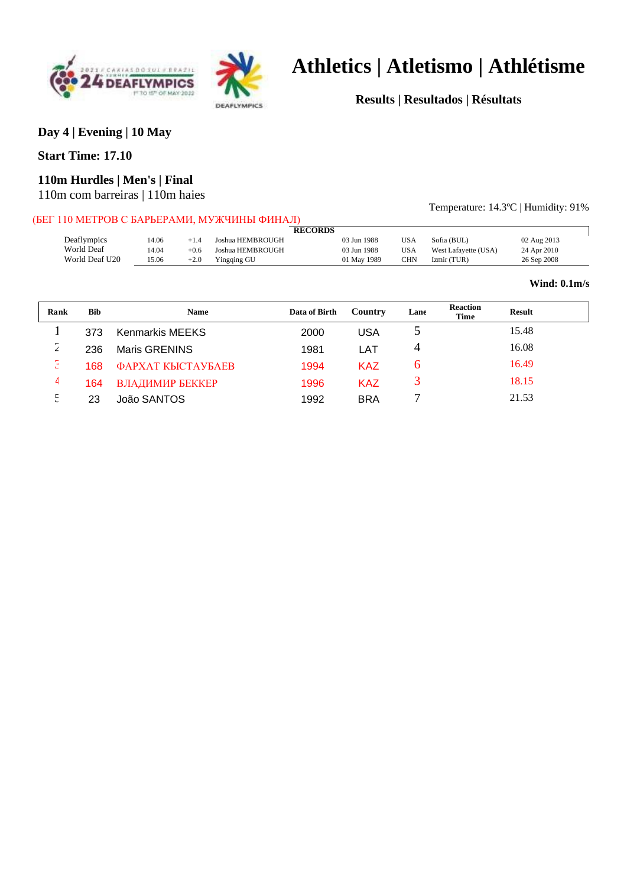# Athletics | Atletismo | Athlétisme

## Results | Resultados | Résultats

### Day 4 | Evening | 10 May

### Start Time: 17.10

### 110m Hurdles | Men's | Final

110m com barreiras | 110m haies

Temperature: 14.3ºC | Humidity: 91%

(БЕГ 110 МЕТРОВ С БАРЬЕРАМИ, МУЖЧИНЫ ФИНАЛ)

**RECORDS**

| | | | | | | | |
|---|---|---|---|---|---|---|---|
| Deaflympics | 14.06 | +1.4 | Joshua HEMBROUGH | 03 Jun 1988 | USA | Sofia (BUL) | 02 Aug 2013 |
| World Deaf | 14.04 | +0.6 | Joshua HEMBROUGH | 03 Jun 1988 | USA | West Lafayette (USA) | 24 Apr 2010 |
| World Deaf U20 | 15.06 | +2.0 | Yingqing GU | 01 May 1989 | CHN | Izmir (TUR) | 26 Sep 2008 |

**Wind: 0.1m/s**

| Rank | Bib | Name | Data of Birth | Country | Lane | Reaction Time | Result |
|---|---|---|---|---|---|---|---|
| 1 | 373 | Kenmarkis MEEKS | 2000 | USA | 5 | | 15.48 |
| 2 | 236 | Maris GRENINS | 1981 | LAT | 4 | | 16.08 |
| 3 | 168 | ФАРХАТ КЫСТАУБАЕВ | 1994 | KAZ | 6 | | 16.49 |
| 4 | 164 | ВЛАДИМИР БЕККЕР | 1996 | KAZ | 3 | | 18.15 |
| 5 | 23 | João SANTOS | 1992 | BRA | 7 | | 21.53 |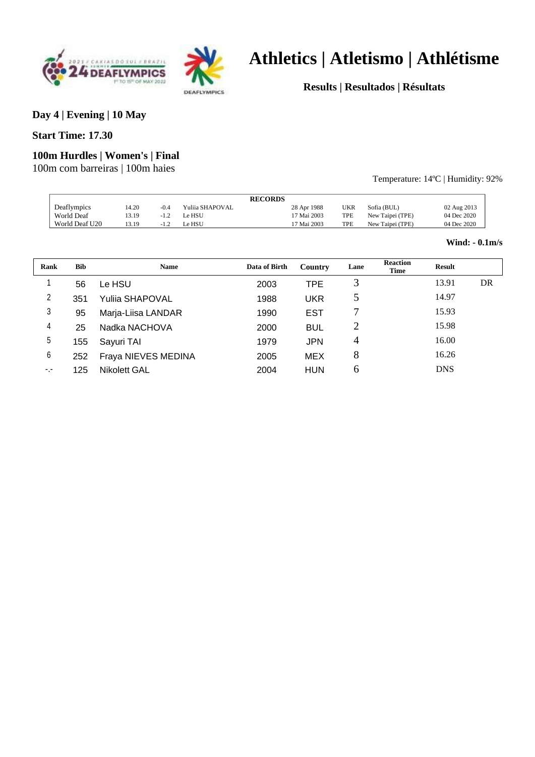# Athletics | Atletismo | Athlétisme

**Results | Resultados | Résultats**

**Day 4 | Evening | 10 May**

**Start Time: 17.30**

**100m Hurdles | Women's | Final**

100m com barreiras | 100m haies

Temperature: 14ºC | Humidity: 92%

| RECORDS | | | | | | | |
|---|---|---|---|---|---|---|---|
| Deaflympics | 14.20 | -0.4 | Yuliia SHAPOVAL | 28 Apr 1988 | UKR | Sofia (BUL) | 02 Aug 2013 |
| World Deaf | 13.19 | -1.2 | Le HSU | 17 Mai 2003 | TPE | New Taipei (TPE) | 04 Dec 2020 |
| World Deaf U20 | 13.19 | -1.2 | Le HSU | 17 Mai 2003 | TPE | New Taipei (TPE) | 04 Dec 2020 |

**Wind: - 0.1m/s**

| Rank | Bib | Name | Data of Birth | Country | Lane | Reaction Time | Result | |
|---|---|---|---|---|---|---|---|---|
| 1 | 56 | Le HSU | 2003 | TPE | 3 | | 13.91 | DR |
| 2 | 351 | Yuliia SHAPOVAL | 1988 | UKR | 5 | | 14.97 | |
| 3 | 95 | Marja-Liisa LANDAR | 1990 | EST | 7 | | 15.93 | |
| 4 | 25 | Nadka NACHOVA | 2000 | BUL | 2 | | 15.98 | |
| 5 | 155 | Sayuri TAI | 1979 | JPN | 4 | | 16.00 | |
| 6 | 252 | Fraya NIEVES MEDINA | 2005 | MEX | 8 | | 16.26 | |
| -.- | 125 | Nikolett GAL | 2004 | HUN | 6 | | DNS | |